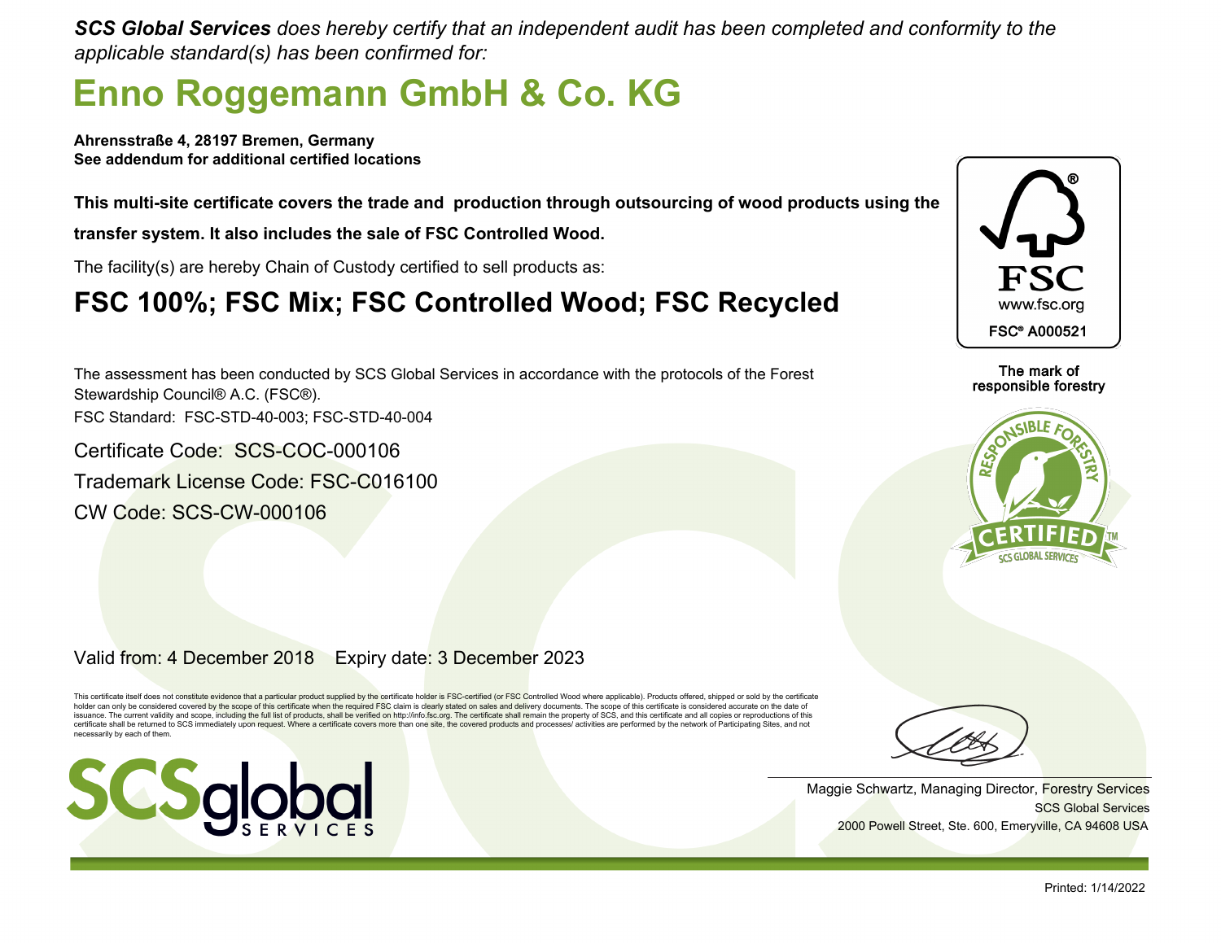***SCS Global Services** does hereby certify that an independent audit has been completed and conformity to the applicable standard(s) has been confirmed for:*

# Enno Roggemann GmbH & Co. KG

**Ahrensstraße 4, 28197 Bremen, Germany**
**See addendum for additional certified locations**

**This multi-site certificate covers the trade and production through outsourcing of wood products using the transfer system. It also includes the sale of FSC Controlled Wood.**

The facility(s) are hereby Chain of Custody certified to sell products as:

## FSC 100%; FSC Mix; FSC Controlled Wood; FSC Recycled

FSC
www.fsc.org
FSC® A000521

The mark of responsible forestry

RESPONSIBLE FORESTRY CERTIFIED™ SCS GLOBAL SERVICES

The assessment has been conducted by SCS Global Services in accordance with the protocols of the Forest Stewardship Council® A.C. (FSC®).
FSC Standard: FSC-STD-40-003; FSC-STD-40-004

Certificate Code: SCS-COC-000106
Trademark License Code: FSC-C016100
CW Code: SCS-CW-000106

Valid from: 4 December 2018 Expiry date: 3 December 2023

This certificate itself does not constitute evidence that a particular product supplied by the certificate holder is FSC-certified (or FSC Controlled Wood where applicable). Products offered, shipped or sold by the certificate holder can only be considered covered by the scope of this certificate when the required FSC claim is clearly stated on sales and delivery documents. The scope of this certificate is considered accurate on the date of issuance. The current validity and scope, including the full list of products, shall be verified on http://info.fsc.org. The certificate shall remain the property of SCS, and this certificate and all copies or reproductions of this certificate shall be returned to SCS immediately upon request. Where a certificate covers more than one site, the covered products and processes/ activities are performed by the network of Participating Sites, and not necessarily by each of them.

SCSglobal SERVICES

Maggie Schwartz, Managing Director, Forestry Services
SCS Global Services
2000 Powell Street, Ste. 600, Emeryville, CA 94608 USA

Printed: 1/14/2022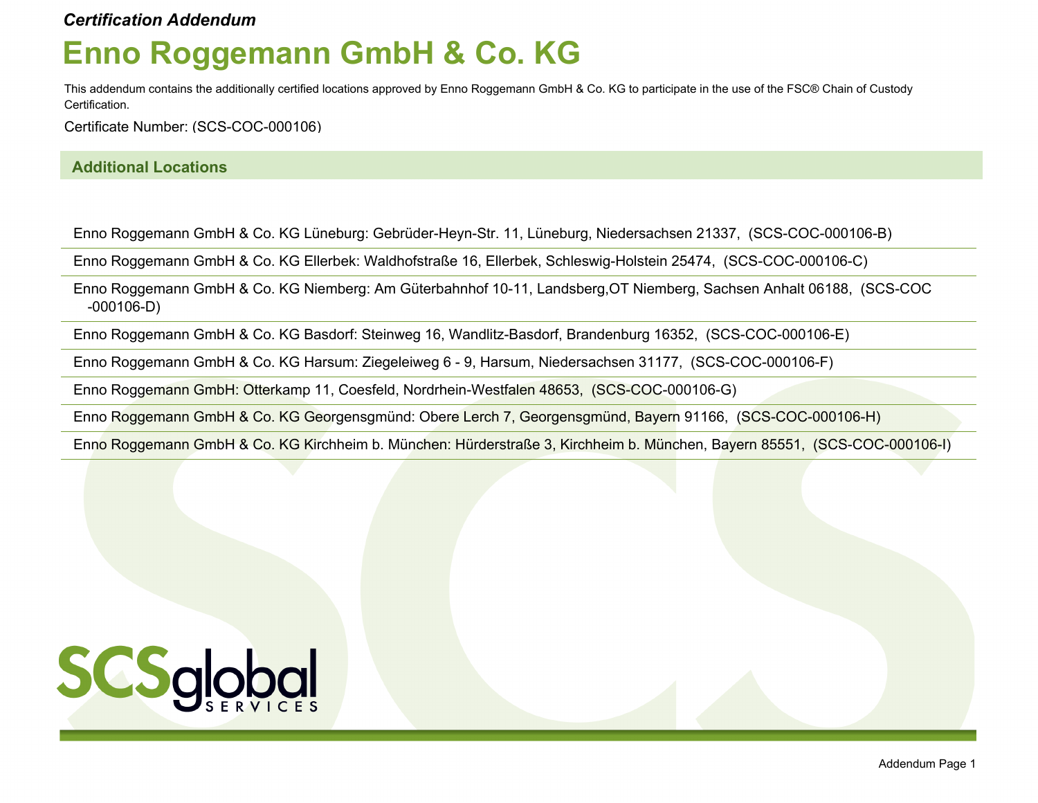*Certification Addendum*

# Enno Roggemann GmbH & Co. KG

This addendum contains the additionally certified locations approved by Enno Roggemann GmbH & Co. KG to participate in the use of the FSC® Chain of Custody Certification.

Certificate Number: (SCS-COC-000106)

## Additional Locations

Enno Roggemann GmbH & Co. KG Lüneburg: Gebrüder-Heyn-Str. 11, Lüneburg, Niedersachsen 21337, (SCS-COC-000106-B)

Enno Roggemann GmbH & Co. KG Ellerbek: Waldhofstraße 16, Ellerbek, Schleswig-Holstein 25474, (SCS-COC-000106-C)

Enno Roggemann GmbH & Co. KG Niemberg: Am Güterbahnhof 10-11, Landsberg,OT Niemberg, Sachsen Anhalt 06188, (SCS-COC-000106-D)

Enno Roggemann GmbH & Co. KG Basdorf: Steinweg 16, Wandlitz-Basdorf, Brandenburg 16352, (SCS-COC-000106-E)

Enno Roggemann GmbH & Co. KG Harsum: Ziegeleiweg 6 - 9, Harsum, Niedersachsen 31177, (SCS-COC-000106-F)

Enno Roggemann GmbH: Otterkamp 11, Coesfeld, Nordrhein-Westfalen 48653, (SCS-COC-000106-G)

Enno Roggemann GmbH & Co. KG Georgensgmünd: Obere Lerch 7, Georgensgmünd, Bayern 91166, (SCS-COC-000106-H)

Enno Roggemann GmbH & Co. KG Kirchheim b. München: Hürderstraße 3, Kirchheim b. München, Bayern 85551, (SCS-COC-000106-I)

SCS global SERVICES